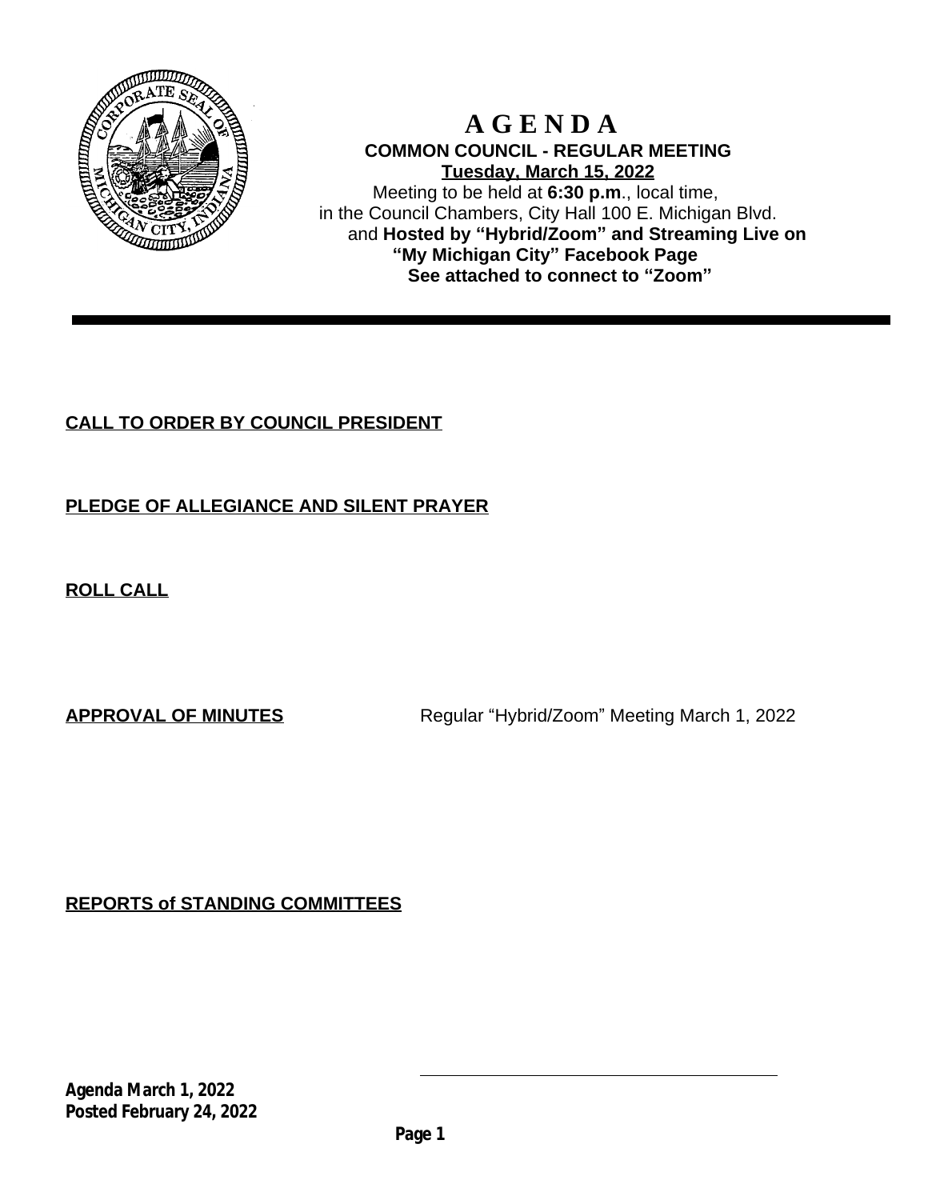# A G E N D A

**COMMON COUNCIL - REGULAR MEETING**

**Tuesday, March 15, 2022**

Meeting to be held at **6:30 p.m**., local time, in the Council Chambers, City Hall 100 E. Michigan Blvd. and **Hosted by "Hybrid/Zoom" and Streaming Live on "My Michigan City" Facebook Page**

**See attached to connect to "Zoom"**

---

**CALL TO ORDER BY COUNCIL PRESIDENT**

**PLEDGE OF ALLEGIANCE AND SILENT PRAYER**

**ROLL CALL**

**APPROVAL OF MINUTES** Regular "Hybrid/Zoom" Meeting March 1, 2022

**REPORTS of STANDING COMMITTEES**

**Agenda March 1, 2022**
**Posted February 24, 2022**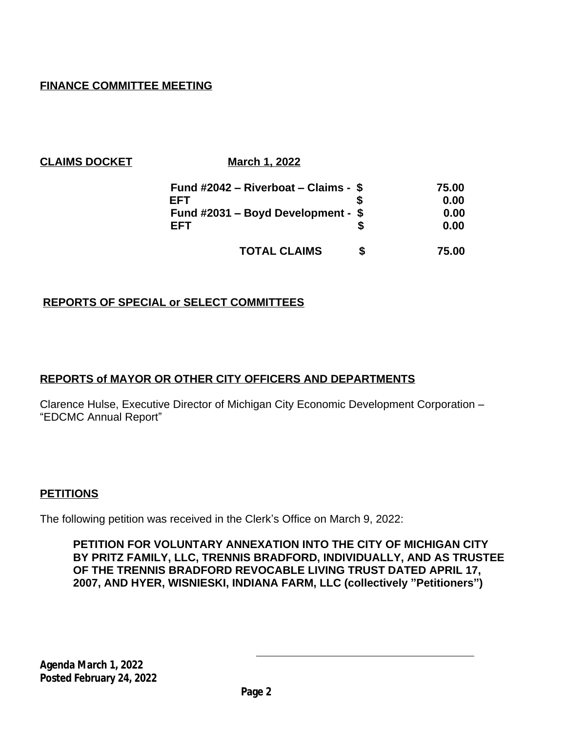**FINANCE COMMITTEE MEETING**

**CLAIMS DOCKET** **March 1, 2022**

| | | |
|---|---|---|
| **Fund #2042 – Riverboat – Claims -** | **$** | **75.00** |
| **EFT** | **$** | **0.00** |
| **Fund #2031 – Boyd Development -** | **$** | **0.00** |
| **EFT** | **$** | **0.00** |
| **TOTAL CLAIMS** | **$** | **75.00** |

**REPORTS OF SPECIAL or SELECT COMMITTEES**

**REPORTS of MAYOR OR OTHER CITY OFFICERS AND DEPARTMENTS**

Clarence Hulse, Executive Director of Michigan City Economic Development Corporation – "EDCMC Annual Report"

**PETITIONS**

The following petition was received in the Clerk's Office on March 9, 2022:

**PETITION FOR VOLUNTARY ANNEXATION INTO THE CITY OF MICHIGAN CITY BY PRITZ FAMILY, LLC, TRENNIS BRADFORD, INDIVIDUALLY, AND AS TRUSTEE OF THE TRENNIS BRADFORD REVOCABLE LIVING TRUST DATED APRIL 17, 2007, AND HYER, WISNIESKI, INDIANA FARM, LLC (collectively "Petitioners")**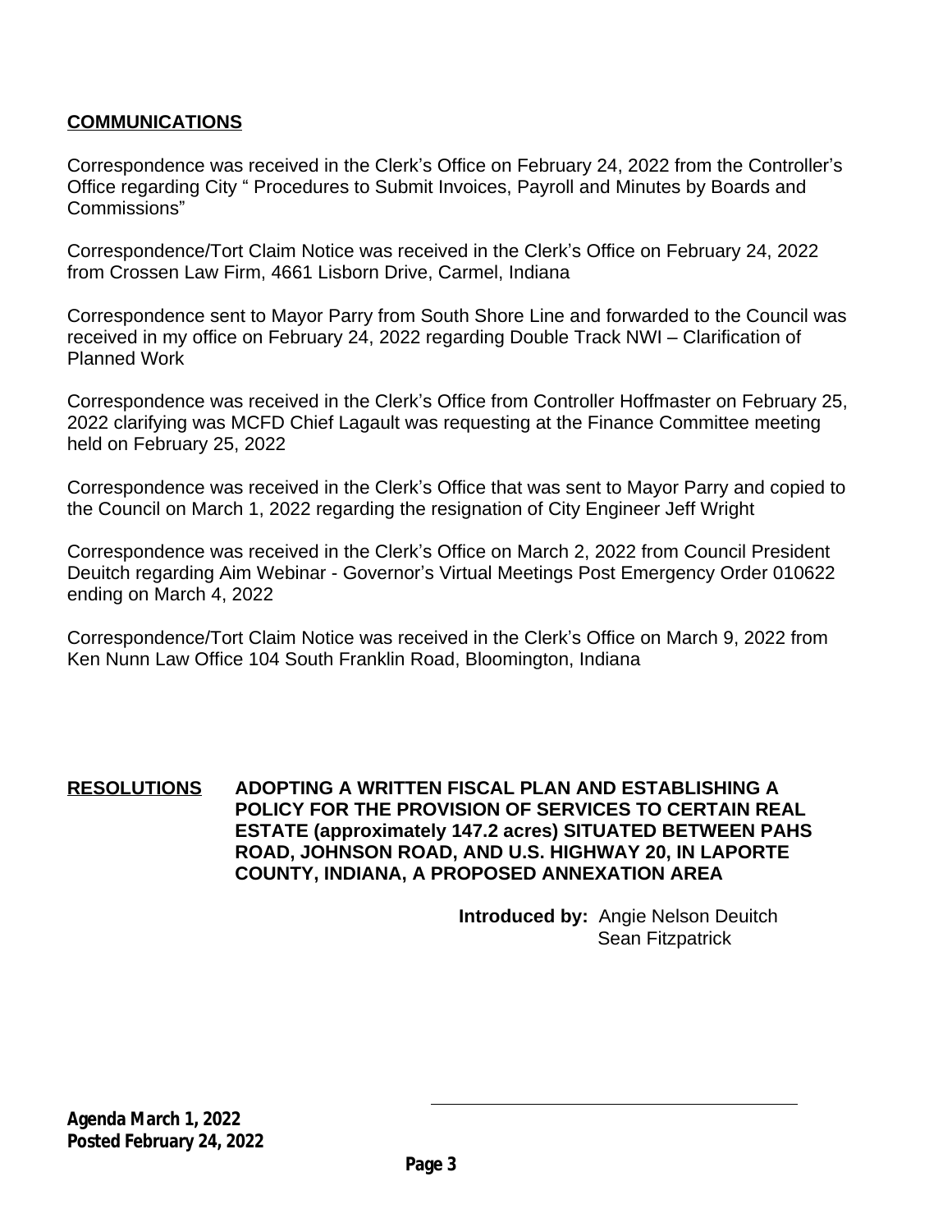**COMMUNICATIONS**

Correspondence was received in the Clerk's Office on February 24, 2022 from the Controller's Office regarding City " Procedures to Submit Invoices, Payroll and Minutes by Boards and Commissions"

Correspondence/Tort Claim Notice was received in the Clerk's Office on February 24, 2022 from Crossen Law Firm, 4661 Lisborn Drive, Carmel, Indiana

Correspondence sent to Mayor Parry from South Shore Line and forwarded to the Council was received in my office on February 24, 2022 regarding Double Track NWI – Clarification of Planned Work

Correspondence was received in the Clerk's Office from Controller Hoffmaster on February 25, 2022 clarifying was MCFD Chief Lagault was requesting at the Finance Committee meeting held on February 25, 2022

Correspondence was received in the Clerk's Office that was sent to Mayor Parry and copied to the Council on March 1, 2022 regarding the resignation of City Engineer Jeff Wright

Correspondence was received in the Clerk's Office on March 2, 2022 from Council President Deuitch regarding Aim Webinar - Governor's Virtual Meetings Post Emergency Order 010622 ending on March 4, 2022

Correspondence/Tort Claim Notice was received in the Clerk's Office on March 9, 2022 from Ken Nunn Law Office 104 South Franklin Road, Bloomington, Indiana

**RESOLUTIONS** **ADOPTING A WRITTEN FISCAL PLAN AND ESTABLISHING A POLICY FOR THE PROVISION OF SERVICES TO CERTAIN REAL ESTATE (approximately 147.2 acres) SITUATED BETWEEN PAHS ROAD, JOHNSON ROAD, AND U.S. HIGHWAY 20, IN LAPORTE COUNTY, INDIANA, A PROPOSED ANNEXATION AREA**

**Introduced by:** Angie Nelson Deuitch
Sean Fitzpatrick

**Agenda March 1, 2022**
**Posted February 24, 2022**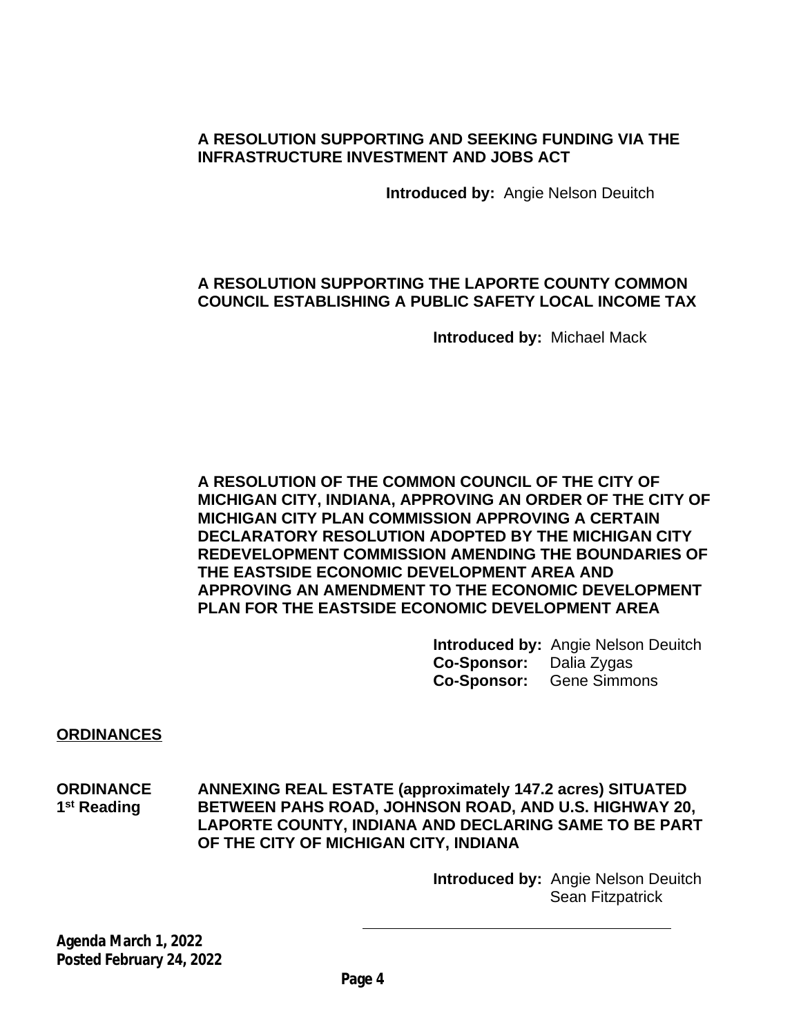**A RESOLUTION SUPPORTING AND SEEKING FUNDING VIA THE INFRASTRUCTURE INVESTMENT AND JOBS ACT**

**Introduced by:** Angie Nelson Deuitch

**A RESOLUTION SUPPORTING THE LAPORTE COUNTY COMMON COUNCIL ESTABLISHING A PUBLIC SAFETY LOCAL INCOME TAX**

**Introduced by:** Michael Mack

**A RESOLUTION OF THE COMMON COUNCIL OF THE CITY OF MICHIGAN CITY, INDIANA, APPROVING AN ORDER OF THE CITY OF MICHIGAN CITY PLAN COMMISSION APPROVING A CERTAIN DECLARATORY RESOLUTION ADOPTED BY THE MICHIGAN CITY REDEVELOPMENT COMMISSION AMENDING THE BOUNDARIES OF THE EASTSIDE ECONOMIC DEVELOPMENT AREA AND APPROVING AN AMENDMENT TO THE ECONOMIC DEVELOPMENT PLAN FOR THE EASTSIDE ECONOMIC DEVELOPMENT AREA**

**Introduced by:** Angie Nelson Deuitch
**Co-Sponsor:** Dalia Zygas
**Co-Sponsor:** Gene Simmons

## ORDINANCES

**ORDINANCE 1st Reading** — **ANNEXING REAL ESTATE (approximately 147.2 acres) SITUATED BETWEEN PAHS ROAD, JOHNSON ROAD, AND U.S. HIGHWAY 20, LAPORTE COUNTY, INDIANA AND DECLARING SAME TO BE PART OF THE CITY OF MICHIGAN CITY, INDIANA**

**Introduced by:** Angie Nelson Deuitch
Sean Fitzpatrick

***Agenda March 1, 2022***
***Posted February 24, 2022***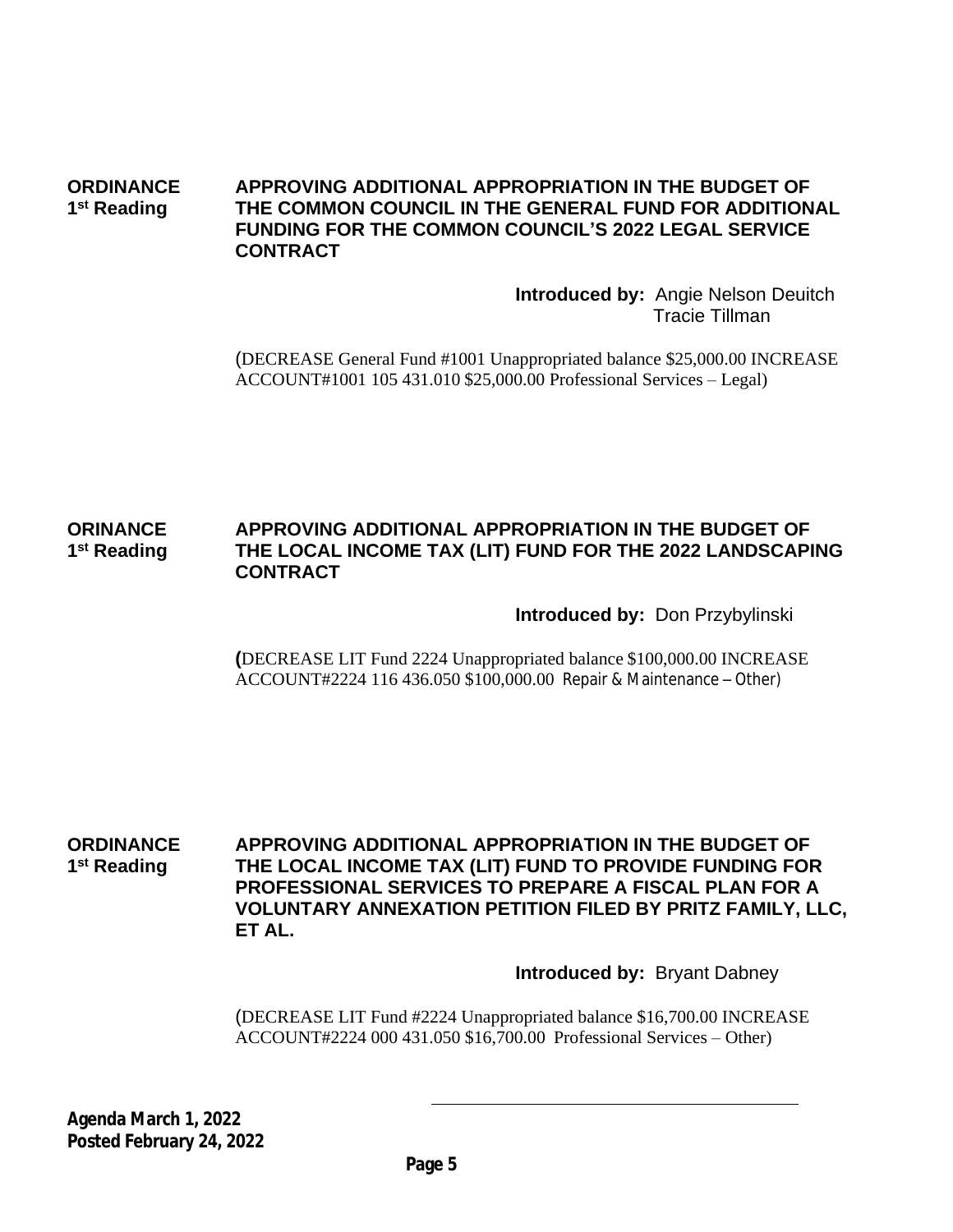**ORDINANCE 1st Reading**

**APPROVING ADDITIONAL APPROPRIATION IN THE BUDGET OF THE COMMON COUNCIL IN THE GENERAL FUND FOR ADDITIONAL FUNDING FOR THE COMMON COUNCIL'S 2022 LEGAL SERVICE CONTRACT**

**Introduced by:** Angie Nelson Deuitch
Tracie Tillman

(DECREASE General Fund #1001 Unappropriated balance $25,000.00 INCREASE ACCOUNT#1001 105 431.010 $25,000.00 Professional Services – Legal)

**ORINANCE 1st Reading**

**APPROVING ADDITIONAL APPROPRIATION IN THE BUDGET OF THE LOCAL INCOME TAX (LIT) FUND FOR THE 2022 LANDSCAPING CONTRACT**

**Introduced by:** Don Przybylinski

(DECREASE LIT Fund 2224 Unappropriated balance $100,000.00 INCREASE ACCOUNT#2224 116 436.050 $100,000.00 Repair & Maintenance – Other)

**ORDINANCE 1st Reading**

**APPROVING ADDITIONAL APPROPRIATION IN THE BUDGET OF THE LOCAL INCOME TAX (LIT) FUND TO PROVIDE FUNDING FOR PROFESSIONAL SERVICES TO PREPARE A FISCAL PLAN FOR A VOLUNTARY ANNEXATION PETITION FILED BY PRITZ FAMILY, LLC, ET AL.**

**Introduced by:** Bryant Dabney

(DECREASE LIT Fund #2224 Unappropriated balance $16,700.00 INCREASE ACCOUNT#2224 000 431.050 $16,700.00 Professional Services – Other)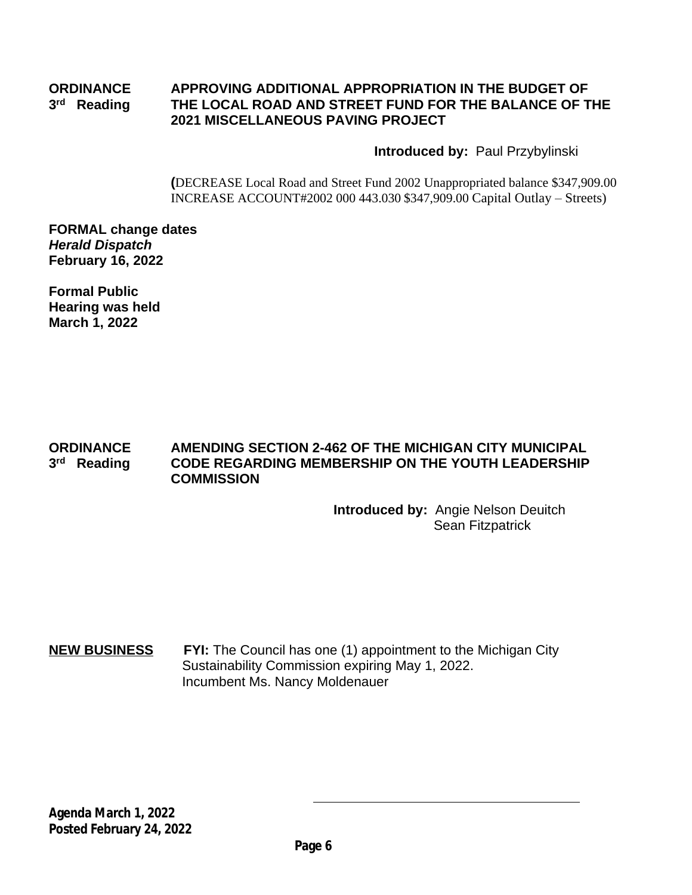**ORDINANCE**
**3rd Reading**

**APPROVING ADDITIONAL APPROPRIATION IN THE BUDGET OF THE LOCAL ROAD AND STREET FUND FOR THE BALANCE OF THE 2021 MISCELLANEOUS PAVING PROJECT**

**Introduced by:** Paul Przybylinski

(DECREASE Local Road and Street Fund 2002 Unappropriated balance $347,909.00
INCREASE ACCOUNT#2002 000 443.030 $347,909.00 Capital Outlay – Streets)

**FORMAL change dates**
***Herald Dispatch***
**February 16, 2022**

**Formal Public Hearing was held**
**March 1, 2022**

**ORDINANCE**
**3rd Reading**

**AMENDING SECTION 2-462 OF THE MICHIGAN CITY MUNICIPAL CODE REGARDING MEMBERSHIP ON THE YOUTH LEADERSHIP COMMISSION**

**Introduced by:** Angie Nelson Deuitch
Sean Fitzpatrick

**NEW BUSINESS**

**FYI:** The Council has one (1) appointment to the Michigan City Sustainability Commission expiring May 1, 2022.
Incumbent Ms. Nancy Moldenauer

**Agenda March 1, 2022**
**Posted February 24, 2022**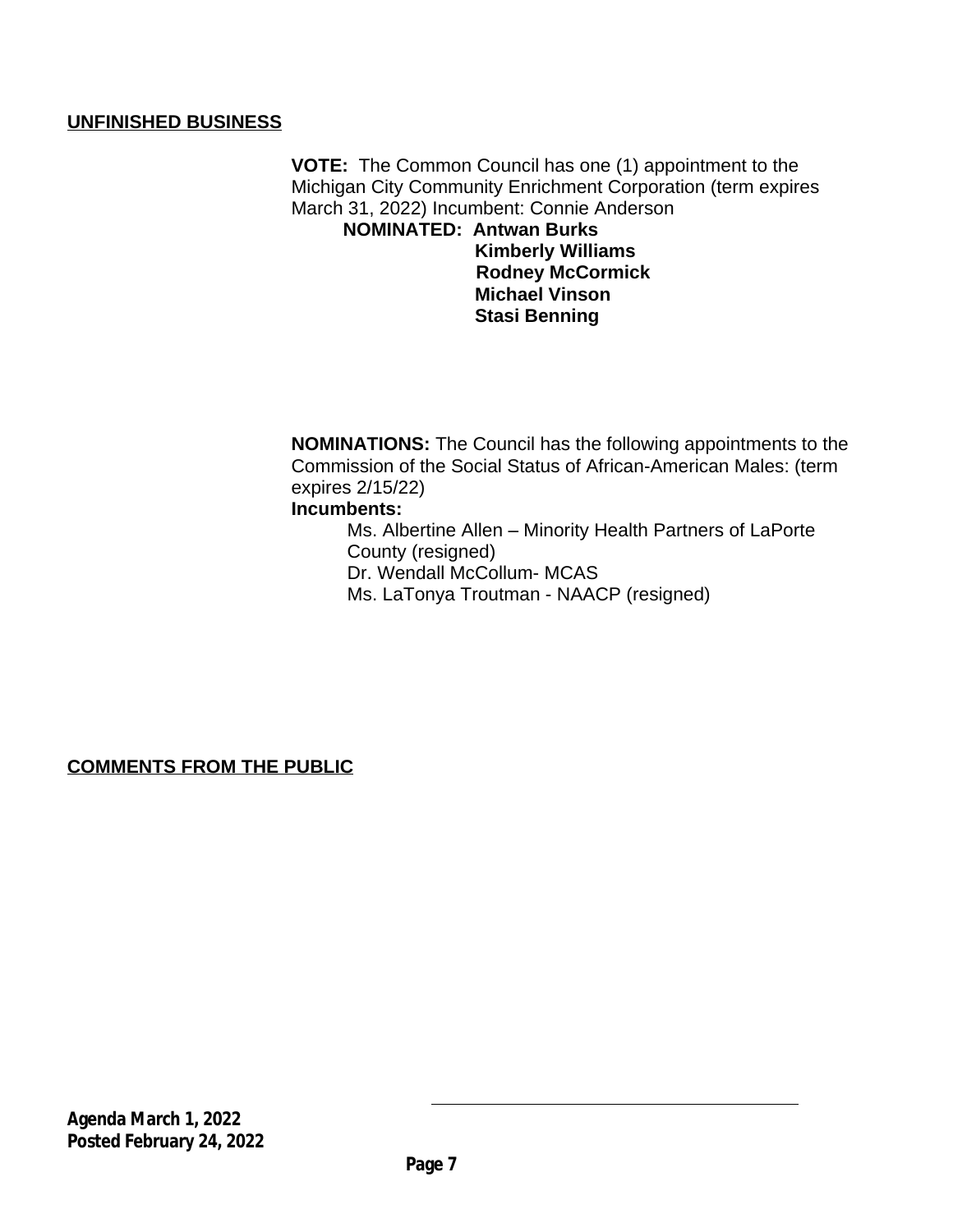## UNFINISHED BUSINESS

**VOTE:** The Common Council has one (1) appointment to the Michigan City Community Enrichment Corporation (term expires March 31, 2022) Incumbent: Connie Anderson

**NOMINATED:** **Antwan Burks**
**Kimberly Williams**
**Rodney McCormick**
**Michael Vinson**
**Stasi Benning**

**NOMINATIONS:** The Council has the following appointments to the Commission of the Social Status of African-American Males: (term expires 2/15/22)

**Incumbents:**

- Ms. Albertine Allen – Minority Health Partners of LaPorte County (resigned)
- Dr. Wendall McCollum- MCAS
- Ms. LaTonya Troutman - NAACP (resigned)

## COMMENTS FROM THE PUBLIC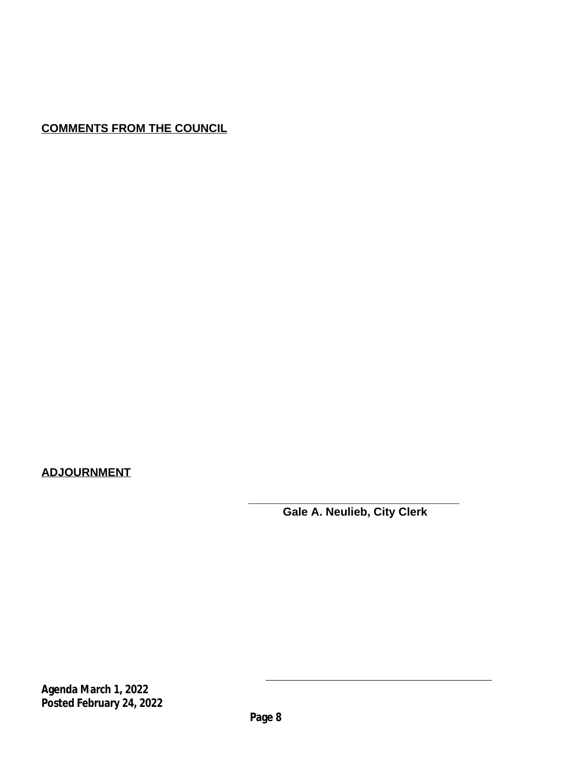**COMMENTS FROM THE COUNCIL**

**ADJOURNMENT**

\_\_\_\_\_\_\_\_\_\_\_\_\_\_\_\_\_\_\_\_\_\_\_\_\_\_\_\_\_\_\_\_\_\_\_\_\_\_\_

**Gale A. Neulieb, City Clerk**

**Agenda March 1, 2022**
**Posted February 24, 2022**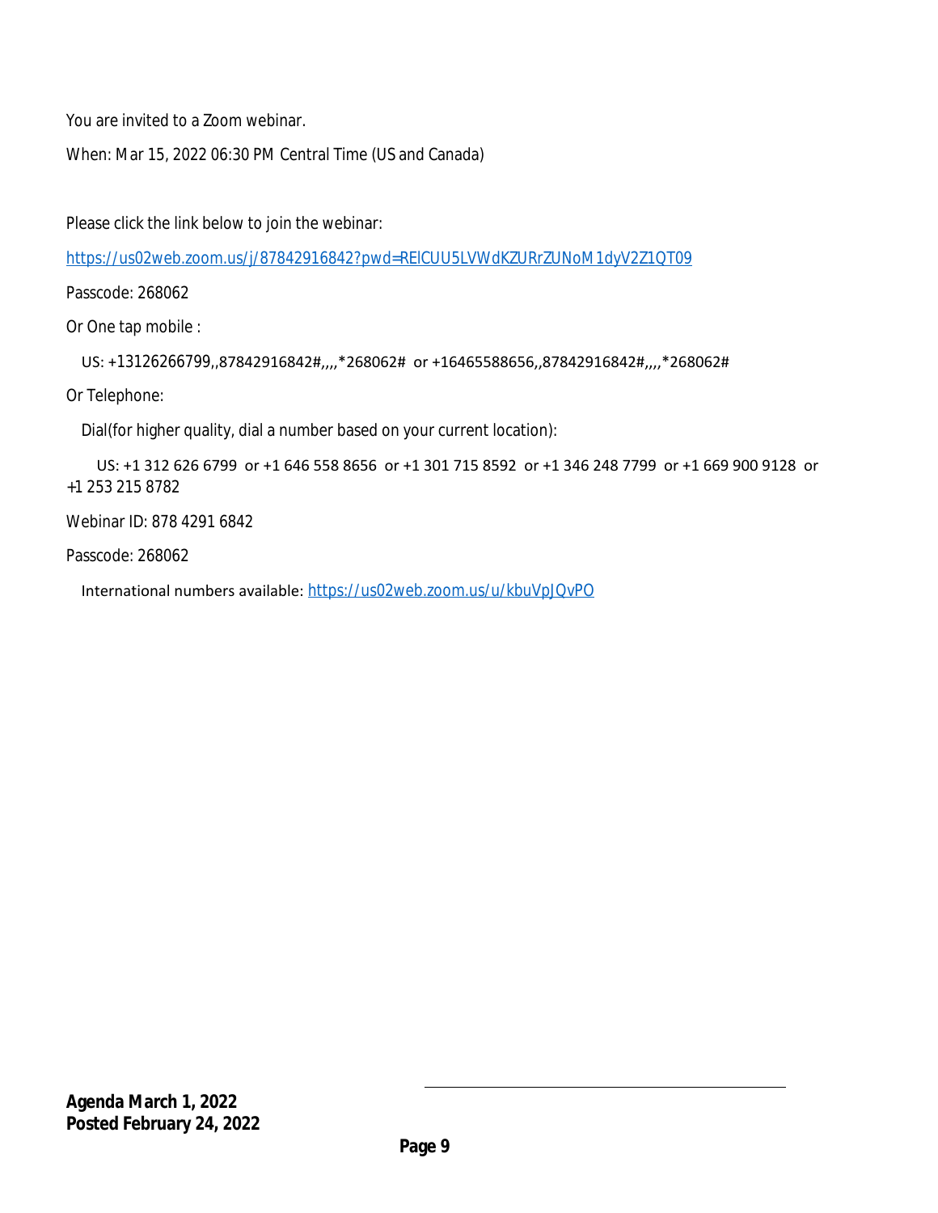You are invited to a Zoom webinar.

When: Mar 15, 2022 06:30 PM Central Time (US and Canada)

Please click the link below to join the webinar:

https://us02web.zoom.us/j/87842916842?pwd=REICUU5LVWdKZURrZUNoM1dyV2Z1QT09

Passcode: 268062

Or One tap mobile :

US: +13126266799,,87842916842#,,,,*268062# or +16465588656,,87842916842#,,,,*268062#

Or Telephone:

Dial(for higher quality, dial a number based on your current location):

US: +1 312 626 6799 or +1 646 558 8656 or +1 301 715 8592 or +1 346 248 7799 or +1 669 900 9128 or +1 253 215 8782

Webinar ID: 878 4291 6842

Passcode: 268062

International numbers available: https://us02web.zoom.us/u/kbuVpJQvPO

**Agenda March 1, 2022**
**Posted February 24, 2022**